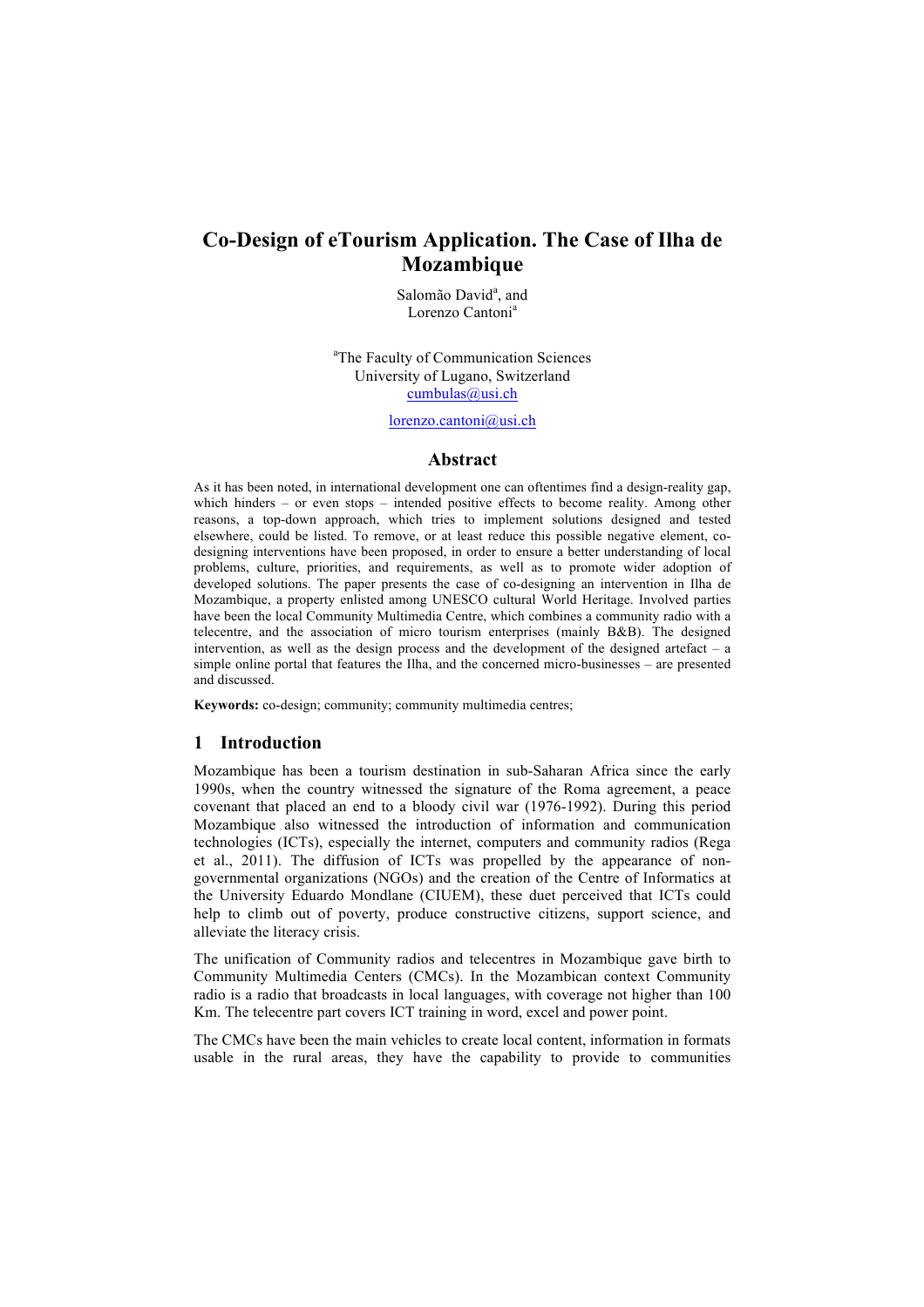# Co-Design of eTourism Application. The Case of Ilha de Mozambique

Salomão David[a], and
Lorenzo Cantoni[a]

[a]The Faculty of Communication Sciences
University of Lugano, Switzerland
cumbulas@usi.ch

lorenzo.cantoni@usi.ch

## Abstract

As it has been noted, in international development one can oftentimes find a design-reality gap, which hinders – or even stops – intended positive effects to become reality. Among other reasons, a top-down approach, which tries to implement solutions designed and tested elsewhere, could be listed. To remove, or at least reduce this possible negative element, co-designing interventions have been proposed, in order to ensure a better understanding of local problems, culture, priorities, and requirements, as well as to promote wider adoption of developed solutions. The paper presents the case of co-designing an intervention in Ilha de Mozambique, a property enlisted among UNESCO cultural World Heritage. Involved parties have been the local Community Multimedia Centre, which combines a community radio with a telecentre, and the association of micro tourism enterprises (mainly B&B). The designed intervention, as well as the design process and the development of the designed artefact – a simple online portal that features the Ilha, and the concerned micro-businesses – are presented and discussed.

**Keywords:** co-design; community; community multimedia centres;

## 1 Introduction

Mozambique has been a tourism destination in sub-Saharan Africa since the early 1990s, when the country witnessed the signature of the Roma agreement, a peace covenant that placed an end to a bloody civil war (1976-1992). During this period Mozambique also witnessed the introduction of information and communication technologies (ICTs), especially the internet, computers and community radios (Rega et al., 2011). The diffusion of ICTs was propelled by the appearance of non-governmental organizations (NGOs) and the creation of the Centre of Informatics at the University Eduardo Mondlane (CIUEM), these duet perceived that ICTs could help to climb out of poverty, produce constructive citizens, support science, and alleviate the literacy crisis.

The unification of Community radios and telecentres in Mozambique gave birth to Community Multimedia Centers (CMCs). In the Mozambican context Community radio is a radio that broadcasts in local languages, with coverage not higher than 100 Km. The telecentre part covers ICT training in word, excel and power point.

The CMCs have been the main vehicles to create local content, information in formats usable in the rural areas, they have the capability to provide to communities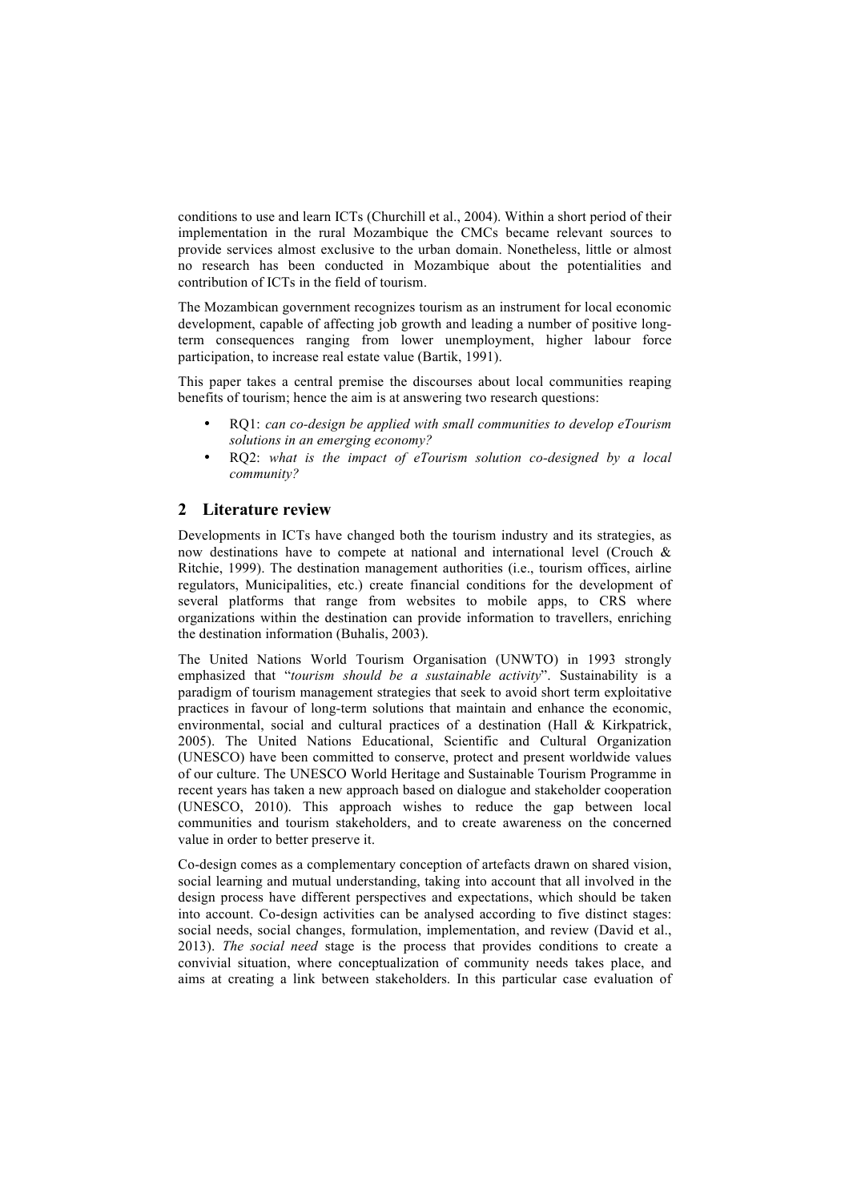conditions to use and learn ICTs (Churchill et al., 2004). Within a short period of their implementation in the rural Mozambique the CMCs became relevant sources to provide services almost exclusive to the urban domain. Nonetheless, little or almost no research has been conducted in Mozambique about the potentialities and contribution of ICTs in the field of tourism.

The Mozambican government recognizes tourism as an instrument for local economic development, capable of affecting job growth and leading a number of positive long-term consequences ranging from lower unemployment, higher labour force participation, to increase real estate value (Bartik, 1991).

This paper takes a central premise the discourses about local communities reaping benefits of tourism; hence the aim is at answering two research questions:

- RQ1: *can co-design be applied with small communities to develop eTourism solutions in an emerging economy?*
- RQ2: *what is the impact of eTourism solution co-designed by a local community?*

## 2 Literature review

Developments in ICTs have changed both the tourism industry and its strategies, as now destinations have to compete at national and international level (Crouch & Ritchie, 1999). The destination management authorities (i.e., tourism offices, airline regulators, Municipalities, etc.) create financial conditions for the development of several platforms that range from websites to mobile apps, to CRS where organizations within the destination can provide information to travellers, enriching the destination information (Buhalis, 2003).

The United Nations World Tourism Organisation (UNWTO) in 1993 strongly emphasized that "*tourism should be a sustainable activity*". Sustainability is a paradigm of tourism management strategies that seek to avoid short term exploitative practices in favour of long-term solutions that maintain and enhance the economic, environmental, social and cultural practices of a destination (Hall & Kirkpatrick, 2005). The United Nations Educational, Scientific and Cultural Organization (UNESCO) have been committed to conserve, protect and present worldwide values of our culture. The UNESCO World Heritage and Sustainable Tourism Programme in recent years has taken a new approach based on dialogue and stakeholder cooperation (UNESCO, 2010). This approach wishes to reduce the gap between local communities and tourism stakeholders, and to create awareness on the concerned value in order to better preserve it.

Co-design comes as a complementary conception of artefacts drawn on shared vision, social learning and mutual understanding, taking into account that all involved in the design process have different perspectives and expectations, which should be taken into account. Co-design activities can be analysed according to five distinct stages: social needs, social changes, formulation, implementation, and review (David et al., 2013). *The social need* stage is the process that provides conditions to create a convivial situation, where conceptualization of community needs takes place, and aims at creating a link between stakeholders. In this particular case evaluation of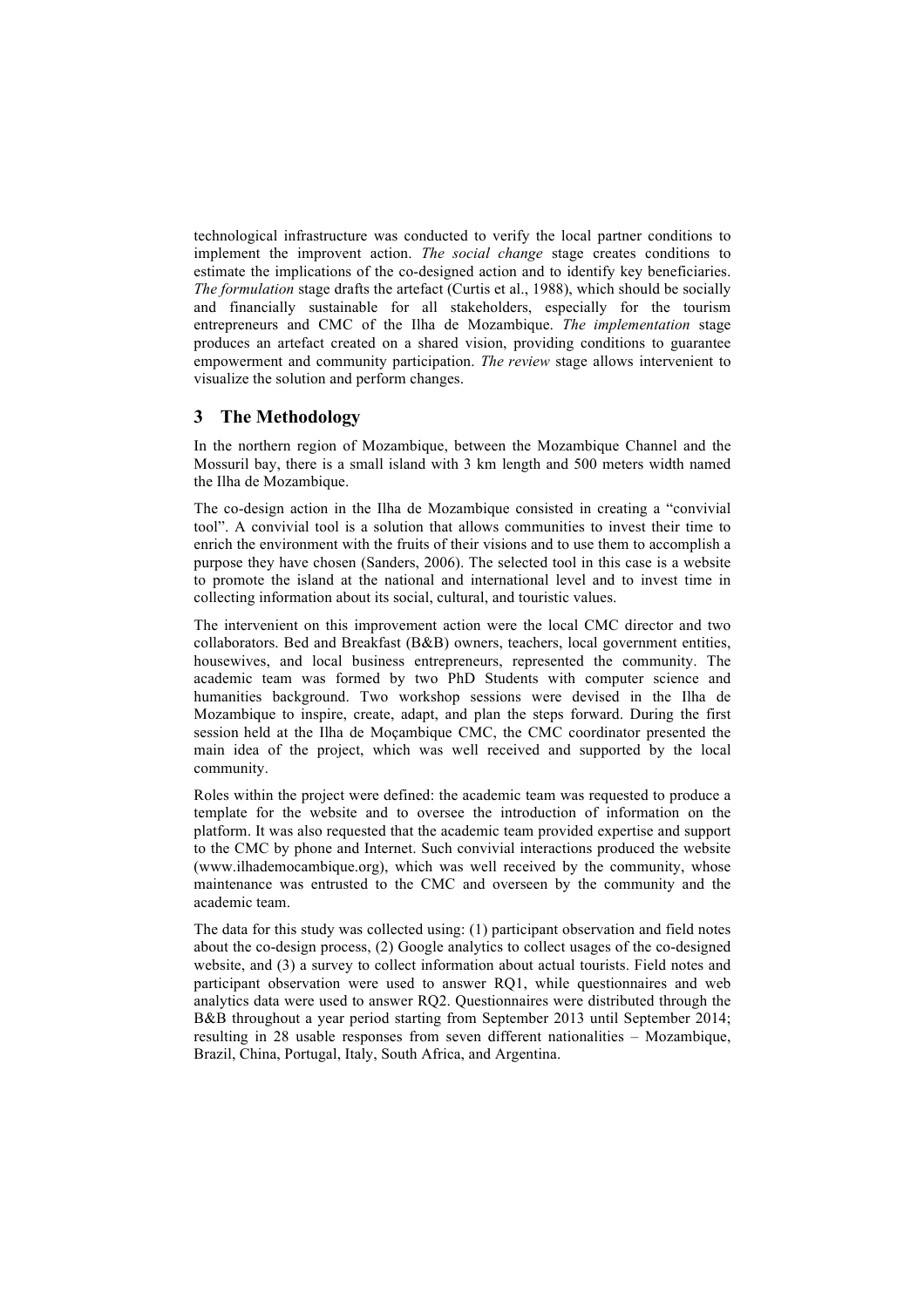technological infrastructure was conducted to verify the local partner conditions to implement the improvent action. *The social change* stage creates conditions to estimate the implications of the co-designed action and to identify key beneficiaries. *The formulation* stage drafts the artefact (Curtis et al., 1988), which should be socially and financially sustainable for all stakeholders, especially for the tourism entrepreneurs and CMC of the Ilha de Mozambique. *The implementation* stage produces an artefact created on a shared vision, providing conditions to guarantee empowerment and community participation. *The review* stage allows intervenient to visualize the solution and perform changes.

## 3 The Methodology

In the northern region of Mozambique, between the Mozambique Channel and the Mossuril bay, there is a small island with 3 km length and 500 meters width named the Ilha de Mozambique.

The co-design action in the Ilha de Mozambique consisted in creating a "convivial tool". A convivial tool is a solution that allows communities to invest their time to enrich the environment with the fruits of their visions and to use them to accomplish a purpose they have chosen (Sanders, 2006). The selected tool in this case is a website to promote the island at the national and international level and to invest time in collecting information about its social, cultural, and touristic values.

The intervenient on this improvement action were the local CMC director and two collaborators. Bed and Breakfast (B&B) owners, teachers, local government entities, housewives, and local business entrepreneurs, represented the community. The academic team was formed by two PhD Students with computer science and humanities background. Two workshop sessions were devised in the Ilha de Mozambique to inspire, create, adapt, and plan the steps forward. During the first session held at the Ilha de Moçambique CMC, the CMC coordinator presented the main idea of the project, which was well received and supported by the local community.

Roles within the project were defined: the academic team was requested to produce a template for the website and to oversee the introduction of information on the platform. It was also requested that the academic team provided expertise and support to the CMC by phone and Internet. Such convivial interactions produced the website (www.ilhademocambique.org), which was well received by the community, whose maintenance was entrusted to the CMC and overseen by the community and the academic team.

The data for this study was collected using: (1) participant observation and field notes about the co-design process, (2) Google analytics to collect usages of the co-designed website, and (3) a survey to collect information about actual tourists. Field notes and participant observation were used to answer RQ1, while questionnaires and web analytics data were used to answer RQ2. Questionnaires were distributed through the B&B throughout a year period starting from September 2013 until September 2014; resulting in 28 usable responses from seven different nationalities – Mozambique, Brazil, China, Portugal, Italy, South Africa, and Argentina.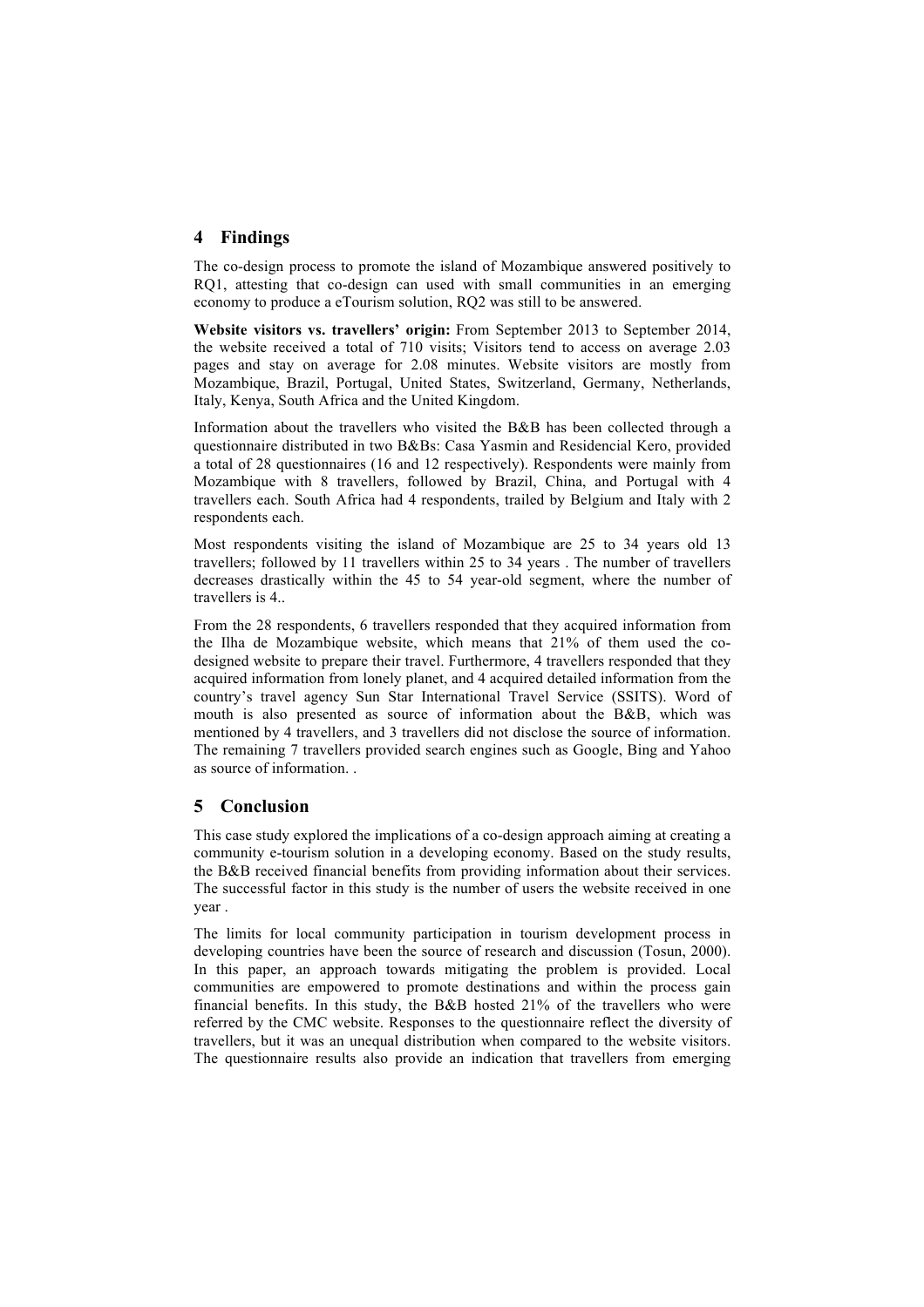## 4 Findings

The co-design process to promote the island of Mozambique answered positively to RQ1, attesting that co-design can used with small communities in an emerging economy to produce a eTourism solution, RQ2 was still to be answered.

**Website visitors vs. travellers' origin:** From September 2013 to September 2014, the website received a total of 710 visits; Visitors tend to access on average 2.03 pages and stay on average for 2.08 minutes. Website visitors are mostly from Mozambique, Brazil, Portugal, United States, Switzerland, Germany, Netherlands, Italy, Kenya, South Africa and the United Kingdom.

Information about the travellers who visited the B&B has been collected through a questionnaire distributed in two B&Bs: Casa Yasmin and Residencial Kero, provided a total of 28 questionnaires (16 and 12 respectively). Respondents were mainly from Mozambique with 8 travellers, followed by Brazil, China, and Portugal with 4 travellers each. South Africa had 4 respondents, trailed by Belgium and Italy with 2 respondents each.

Most respondents visiting the island of Mozambique are 25 to 34 years old 13 travellers; followed by 11 travellers within 25 to 34 years . The number of travellers decreases drastically within the 45 to 54 year-old segment, where the number of travellers is 4..

From the 28 respondents, 6 travellers responded that they acquired information from the Ilha de Mozambique website, which means that 21% of them used the co-designed website to prepare their travel. Furthermore, 4 travellers responded that they acquired information from lonely planet, and 4 acquired detailed information from the country's travel agency Sun Star International Travel Service (SSITS). Word of mouth is also presented as source of information about the B&B, which was mentioned by 4 travellers, and 3 travellers did not disclose the source of information. The remaining 7 travellers provided search engines such as Google, Bing and Yahoo as source of information. .

## 5 Conclusion

This case study explored the implications of a co-design approach aiming at creating a community e-tourism solution in a developing economy. Based on the study results, the B&B received financial benefits from providing information about their services. The successful factor in this study is the number of users the website received in one year .

The limits for local community participation in tourism development process in developing countries have been the source of research and discussion (Tosun, 2000). In this paper, an approach towards mitigating the problem is provided. Local communities are empowered to promote destinations and within the process gain financial benefits. In this study, the B&B hosted 21% of the travellers who were referred by the CMC website. Responses to the questionnaire reflect the diversity of travellers, but it was an unequal distribution when compared to the website visitors. The questionnaire results also provide an indication that travellers from emerging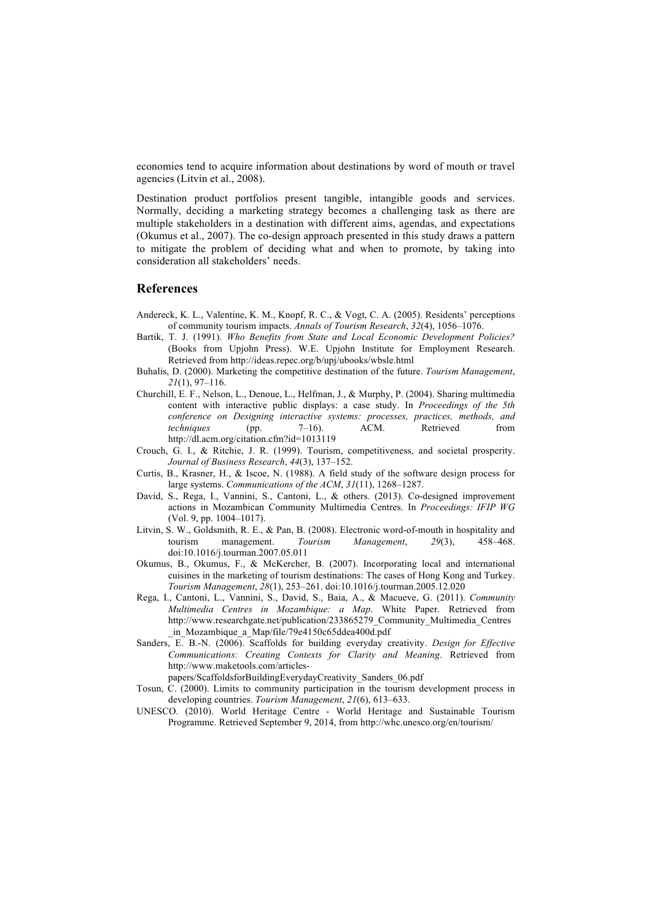economies tend to acquire information about destinations by word of mouth or travel agencies (Litvin et al., 2008).

Destination product portfolios present tangible, intangible goods and services. Normally, deciding a marketing strategy becomes a challenging task as there are multiple stakeholders in a destination with different aims, agendas, and expectations (Okumus et al., 2007). The co-design approach presented in this study draws a pattern to mitigate the problem of deciding what and when to promote, by taking into consideration all stakeholders' needs.

## References

Andereck, K. L., Valentine, K. M., Knopf, R. C., & Vogt, C. A. (2005). Residents' perceptions of community tourism impacts. *Annals of Tourism Research*, *32*(4), 1056–1076.

Bartik, T. J. (1991). *Who Benefits from State and Local Economic Development Policies?* (Books from Upjohn Press). W.E. Upjohn Institute for Employment Research. Retrieved from http://ideas.repec.org/b/upj/ubooks/wbsle.html

Buhalis, D. (2000). Marketing the competitive destination of the future. *Tourism Management*, *21*(1), 97–116.

Churchill, E. F., Nelson, L., Denoue, L., Helfman, J., & Murphy, P. (2004). Sharing multimedia content with interactive public displays: a case study. In *Proceedings of the 5th conference on Designing interactive systems: processes, practices, methods, and techniques* (pp. 7–16). ACM. Retrieved from http://dl.acm.org/citation.cfm?id=1013119

Crouch, G. I., & Ritchie, J. R. (1999). Tourism, competitiveness, and societal prosperity. *Journal of Business Research*, *44*(3), 137–152.

Curtis, B., Krasner, H., & Iscoe, N. (1988). A field study of the software design process for large systems. *Communications of the ACM*, *31*(11), 1268–1287.

David, S., Rega, I., Vannini, S., Cantoni, L., & others. (2013). Co-designed improvement actions in Mozambican Community Multimedia Centres. In *Proceedings: IFIP WG* (Vol. 9, pp. 1004–1017).

Litvin, S. W., Goldsmith, R. E., & Pan, B. (2008). Electronic word-of-mouth in hospitality and tourism management. *Tourism Management*, *29*(3), 458–468. doi:10.1016/j.tourman.2007.05.011

Okumus, B., Okumus, F., & McKercher, B. (2007). Incorporating local and international cuisines in the marketing of tourism destinations: The cases of Hong Kong and Turkey. *Tourism Management*, *28*(1), 253–261. doi:10.1016/j.tourman.2005.12.020

Rega, I., Cantoni, L., Vannini, S., David, S., Baia, A., & Macueve, G. (2011). *Community Multimedia Centres in Mozambique: a Map*. White Paper. Retrieved from http://www.researchgate.net/publication/233865279_Community_Multimedia_Centres_in_Mozambique_a_Map/file/79e4150c65ddea400d.pdf

Sanders, E. B.-N. (2006). Scaffolds for building everyday creativity. *Design for Effective Communications: Creating Contexts for Clarity and Meaning*. Retrieved from http://www.maketools.com/articles-papers/ScaffoldsforBuildingEverydayCreativity_Sanders_06.pdf

Tosun, C. (2000). Limits to community participation in the tourism development process in developing countries. *Tourism Management*, *21*(6), 613–633.

UNESCO. (2010). World Heritage Centre - World Heritage and Sustainable Tourism Programme. Retrieved September 9, 2014, from http://whc.unesco.org/en/tourism/